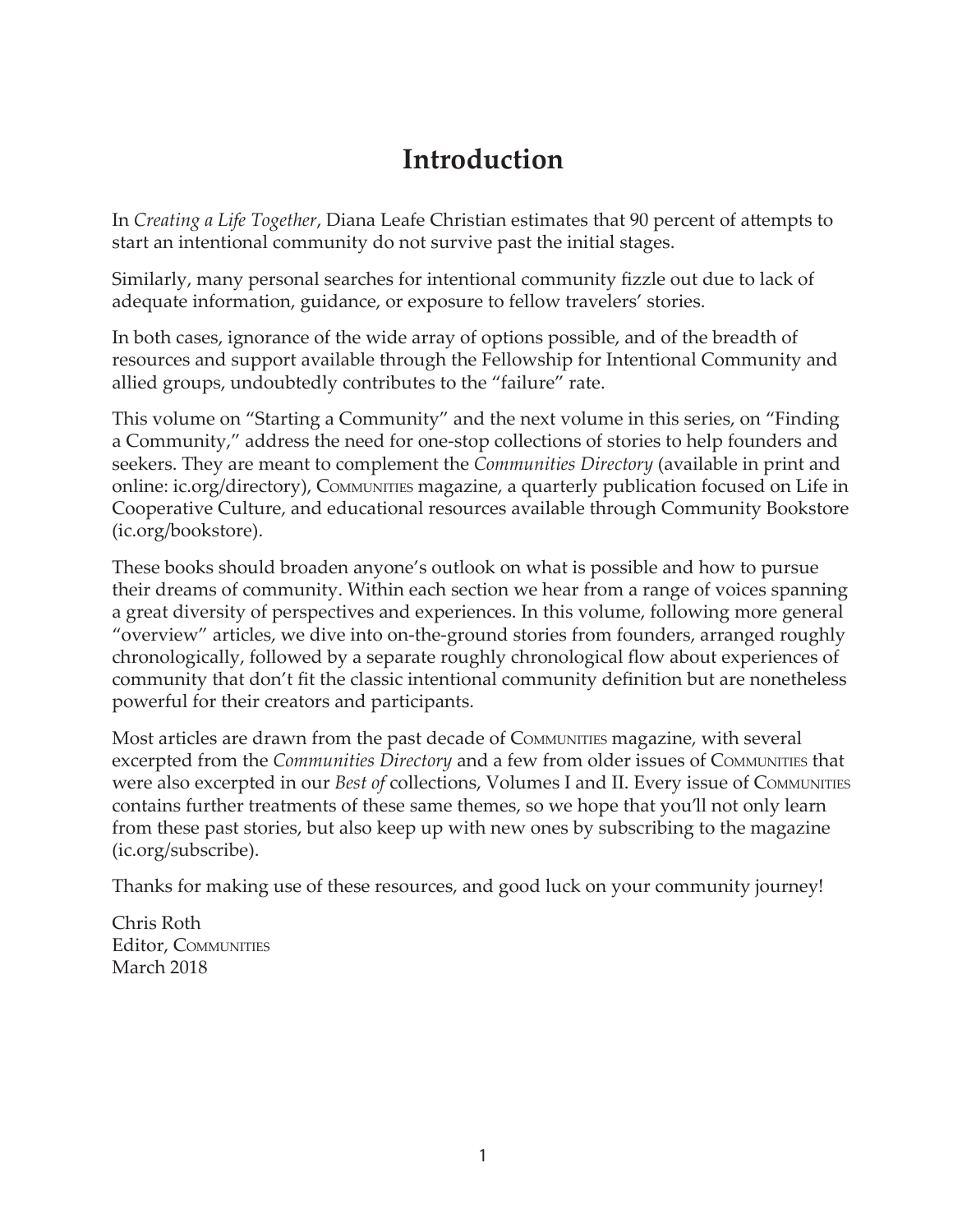# Introduction

In *Creating a Life Together*, Diana Leafe Christian estimates that 90 percent of attempts to start an intentional community do not survive past the initial stages.

Similarly, many personal searches for intentional community fizzle out due to lack of adequate information, guidance, or exposure to fellow travelers' stories.

In both cases, ignorance of the wide array of options possible, and of the breadth of resources and support available through the Fellowship for Intentional Community and allied groups, undoubtedly contributes to the "failure" rate.

This volume on "Starting a Community" and the next volume in this series, on "Finding a Community," address the need for one-stop collections of stories to help founders and seekers. They are meant to complement the *Communities Directory* (available in print and online: ic.org/directory), COMMUNITIES magazine, a quarterly publication focused on Life in Cooperative Culture, and educational resources available through Community Bookstore (ic.org/bookstore).

These books should broaden anyone's outlook on what is possible and how to pursue their dreams of community. Within each section we hear from a range of voices spanning a great diversity of perspectives and experiences. In this volume, following more general "overview" articles, we dive into on-the-ground stories from founders, arranged roughly chronologically, followed by a separate roughly chronological flow about experiences of community that don't fit the classic intentional community definition but are nonetheless powerful for their creators and participants.

Most articles are drawn from the past decade of COMMUNITIES magazine, with several excerpted from the *Communities Directory* and a few from older issues of COMMUNITIES that were also excerpted in our *Best of* collections, Volumes I and II. Every issue of COMMUNITIES contains further treatments of these same themes, so we hope that you'll not only learn from these past stories, but also keep up with new ones by subscribing to the magazine (ic.org/subscribe).

Thanks for making use of these resources, and good luck on your community journey!

Chris Roth
Editor, COMMUNITIES
March 2018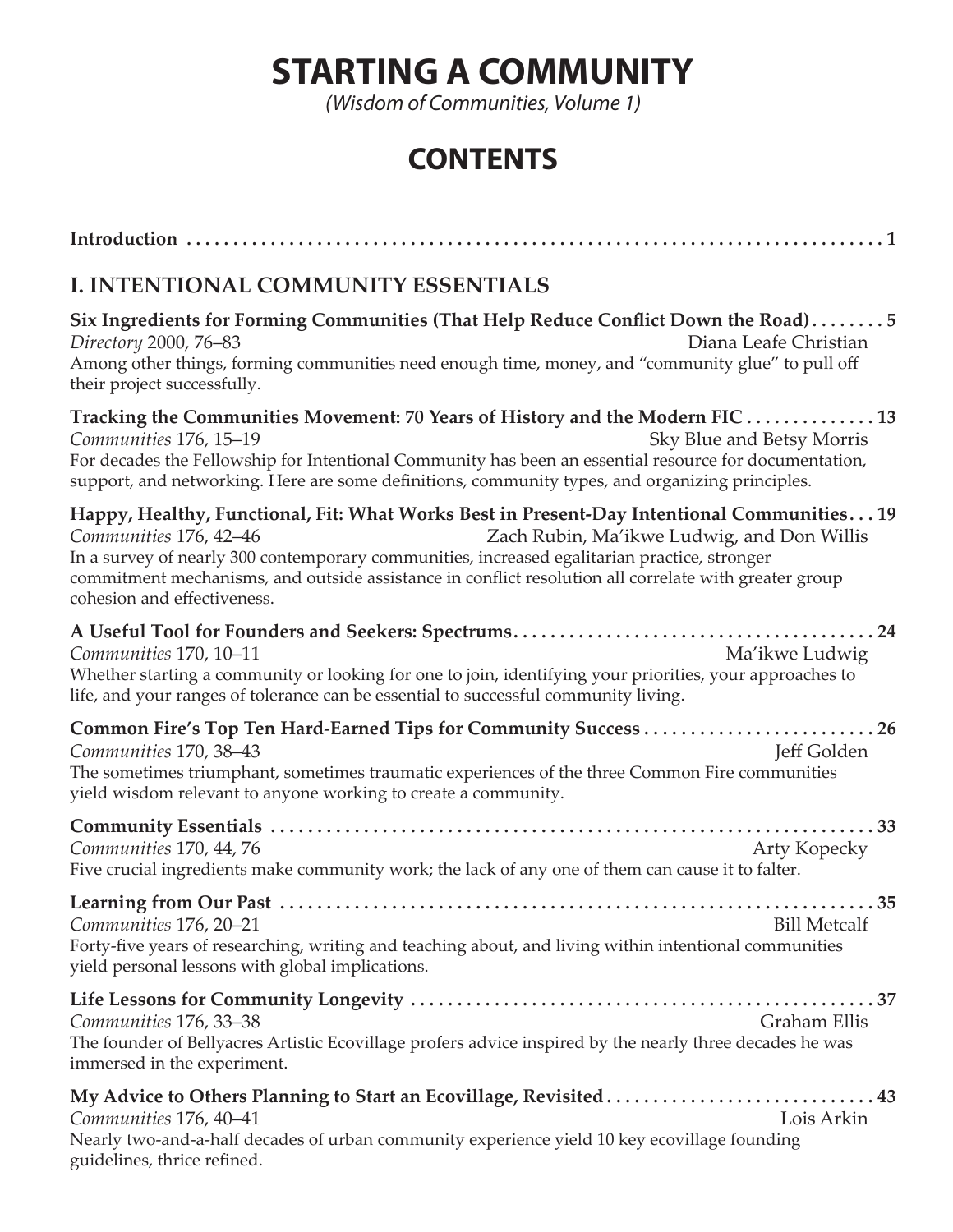# STARTING A COMMUNITY

*(Wisdom of Communities, Volume 1)*

# CONTENTS

**Introduction** . . . . . . . . . . . . . . . . . . . . . . . . . . . . . . . . . . . . . . . . . . . . . . . . . . . . . . . . . . . . . . . . . . . . . . . . . . **1**

## I. INTENTIONAL COMMUNITY ESSENTIALS

**Six Ingredients for Forming Communities (That Help Reduce Conflict Down the Road)** . . . . . . . . **5**
*Directory* 2000, 76–83 — Diana Leafe Christian
Among other things, forming communities need enough time, money, and "community glue" to pull off their project successfully.

**Tracking the Communities Movement: 70 Years of History and the Modern FIC** . . . . . . . . . . . . . . **13**
*Communities* 176, 15–19 — Sky Blue and Betsy Morris
For decades the Fellowship for Intentional Community has been an essential resource for documentation, support, and networking. Here are some definitions, community types, and organizing principles.

**Happy, Healthy, Functional, Fit: What Works Best in Present-Day Intentional Communities** . . . **19**
*Communities* 176, 42–46 — Zach Rubin, Ma'ikwe Ludwig, and Don Willis
In a survey of nearly 300 contemporary communities, increased egalitarian practice, stronger commitment mechanisms, and outside assistance in conflict resolution all correlate with greater group cohesion and effectiveness.

**A Useful Tool for Founders and Seekers: Spectrums** . . . . . . . . . . . . . . . . . . . . . . . . . . . . . . . . . . . . . . **24**
*Communities* 170, 10–11 — Ma'ikwe Ludwig
Whether starting a community or looking for one to join, identifying your priorities, your approaches to life, and your ranges of tolerance can be essential to successful community living.

**Common Fire's Top Ten Hard-Earned Tips for Community Success** . . . . . . . . . . . . . . . . . . . . . . . . . **26**
*Communities* 170, 38–43 — Jeff Golden
The sometimes triumphant, sometimes traumatic experiences of the three Common Fire communities yield wisdom relevant to anyone working to create a community.

**Community Essentials** . . . . . . . . . . . . . . . . . . . . . . . . . . . . . . . . . . . . . . . . . . . . . . . . . . . . . . . . . . . . . . . . . . **33**
*Communities* 170, 44, 76 — Arty Kopecky
Five crucial ingredients make community work; the lack of any one of them can cause it to falter.

**Learning from Our Past** . . . . . . . . . . . . . . . . . . . . . . . . . . . . . . . . . . . . . . . . . . . . . . . . . . . . . . . . . . . . . . . . **35**
*Communities* 176, 20–21 — Bill Metcalf
Forty-five years of researching, writing and teaching about, and living within intentional communities yield personal lessons with global implications.

**Life Lessons for Community Longevity** . . . . . . . . . . . . . . . . . . . . . . . . . . . . . . . . . . . . . . . . . . . . . . . . . . . **37**
*Communities* 176, 33–38 — Graham Ellis
The founder of Bellyacres Artistic Ecovillage profers advice inspired by the nearly three decades he was immersed in the experiment.

**My Advice to Others Planning to Start an Ecovillage, Revisited** . . . . . . . . . . . . . . . . . . . . . . . . . . . . **43**
*Communities* 176, 40–41 — Lois Arkin
Nearly two-and-a-half decades of urban community experience yield 10 key ecovillage founding guidelines, thrice refined.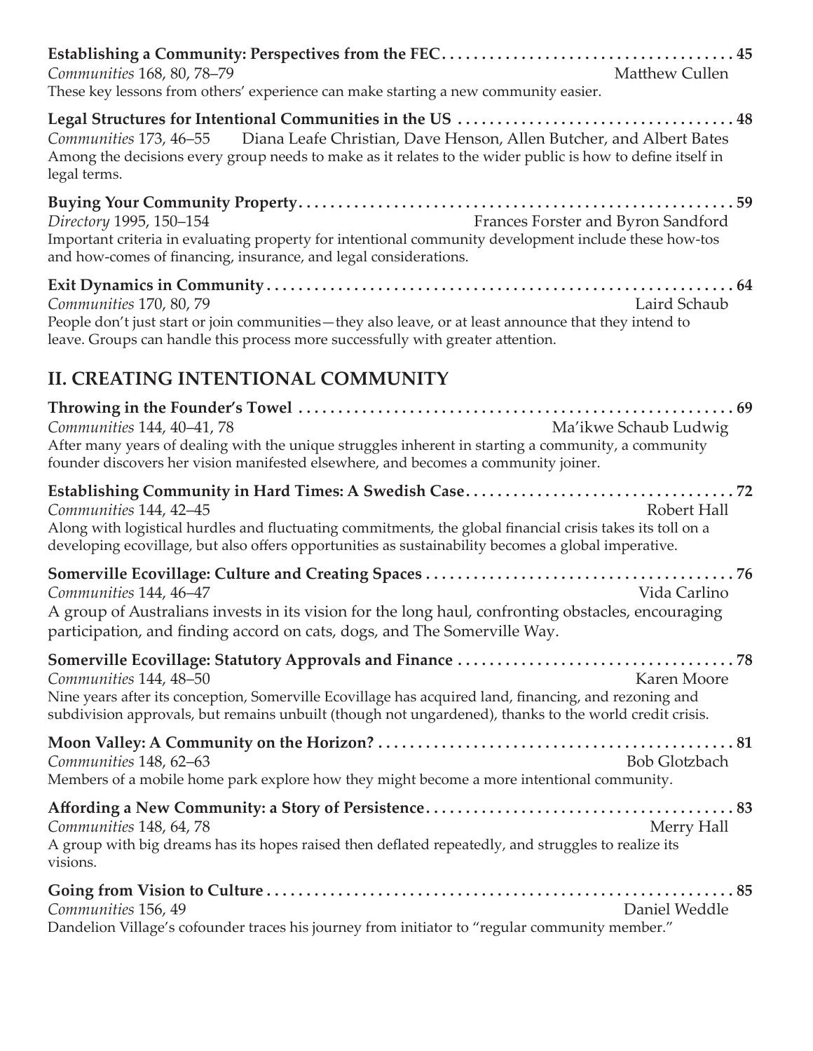**Establishing a Community: Perspectives from the FEC** . . . . . . . . . . . . . . . . . . . . . . . . . . . . . . . . . . . . . 45
*Communities* 168, 80, 78–79 Matthew Cullen
These key lessons from others' experience can make starting a new community easier.

**Legal Structures for Intentional Communities in the US** . . . . . . . . . . . . . . . . . . . . . . . . . . . . . . . . . . . 48
*Communities* 173, 46–55 Diana Leafe Christian, Dave Henson, Allen Butcher, and Albert Bates
Among the decisions every group needs to make as it relates to the wider public is how to define itself in legal terms.

**Buying Your Community Property** . . . . . . . . . . . . . . . . . . . . . . . . . . . . . . . . . . . . . . . . . . . . . . . . . . . . . 59
*Directory* 1995, 150–154 Frances Forster and Byron Sandford
Important criteria in evaluating property for intentional community development include these how-tos and how-comes of financing, insurance, and legal considerations.

**Exit Dynamics in Community** . . . . . . . . . . . . . . . . . . . . . . . . . . . . . . . . . . . . . . . . . . . . . . . . . . . . . . . . . 64
*Communities* 170, 80, 79 Laird Schaub
People don't just start or join communities—they also leave, or at least announce that they intend to leave. Groups can handle this process more successfully with greater attention.

## II. CREATING INTENTIONAL COMMUNITY

**Throwing in the Founder's Towel** . . . . . . . . . . . . . . . . . . . . . . . . . . . . . . . . . . . . . . . . . . . . . . . . . . . . . . 69
*Communities* 144, 40–41, 78 Ma'ikwe Schaub Ludwig
After many years of dealing with the unique struggles inherent in starting a community, a community founder discovers her vision manifested elsewhere, and becomes a community joiner.

**Establishing Community in Hard Times: A Swedish Case** . . . . . . . . . . . . . . . . . . . . . . . . . . . . . . . . . 72
*Communities* 144, 42–45 Robert Hall
Along with logistical hurdles and fluctuating commitments, the global financial crisis takes its toll on a developing ecovillage, but also offers opportunities as sustainability becomes a global imperative.

**Somerville Ecovillage: Culture and Creating Spaces** . . . . . . . . . . . . . . . . . . . . . . . . . . . . . . . . . . . . . . 76
*Communities* 144, 46–47 Vida Carlino
A group of Australians invests in its vision for the long haul, confronting obstacles, encouraging participation, and finding accord on cats, dogs, and The Somerville Way.

**Somerville Ecovillage: Statutory Approvals and Finance** . . . . . . . . . . . . . . . . . . . . . . . . . . . . . . . . . . 78
*Communities* 144, 48–50 Karen Moore
Nine years after its conception, Somerville Ecovillage has acquired land, financing, and rezoning and subdivision approvals, but remains unbuilt (though not ungardened), thanks to the world credit crisis.

**Moon Valley: A Community on the Horizon?** . . . . . . . . . . . . . . . . . . . . . . . . . . . . . . . . . . . . . . . . . . . . . 81
*Communities* 148, 62–63 Bob Glotzbach
Members of a mobile home park explore how they might become a more intentional community.

**Affording a New Community: a Story of Persistence** . . . . . . . . . . . . . . . . . . . . . . . . . . . . . . . . . . . . . . 83
*Communities* 148, 64, 78 Merry Hall
A group with big dreams has its hopes raised then deflated repeatedly, and struggles to realize its visions.

**Going from Vision to Culture** . . . . . . . . . . . . . . . . . . . . . . . . . . . . . . . . . . . . . . . . . . . . . . . . . . . . . . . . . . . 85
*Communities* 156, 49 Daniel Weddle
Dandelion Village's cofounder traces his journey from initiator to "regular community member."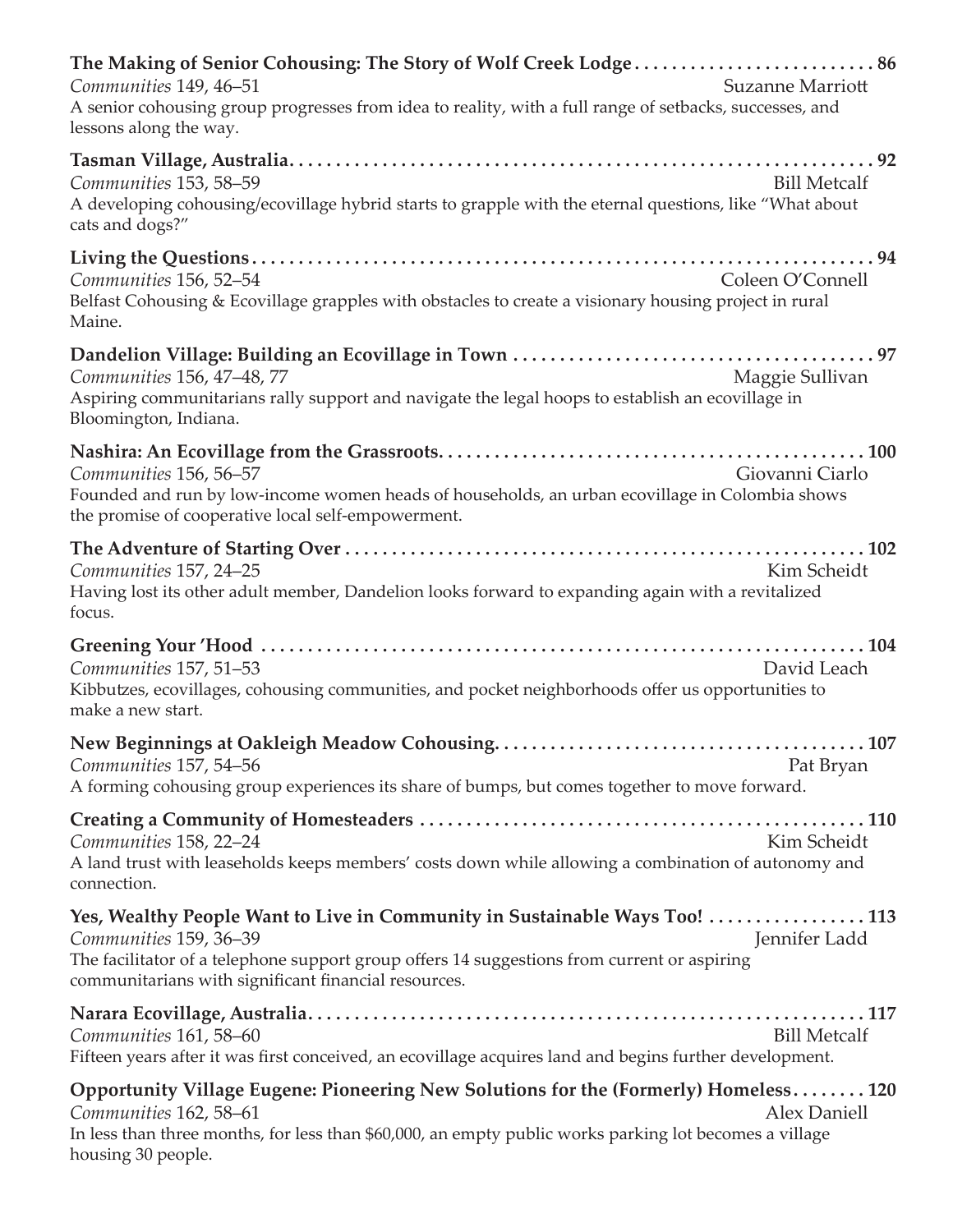**The Making of Senior Cohousing: The Story of Wolf Creek Lodge . . . . . . . . . . . . . . . . . . . . . . . . . . 86**
*Communities* 149, 46–51 Suzanne Marriott
A senior cohousing group progresses from idea to reality, with a full range of setbacks, successes, and lessons along the way.

**Tasman Village, Australia. . . . . . . . . . . . . . . . . . . . . . . . . . . . . . . . . . . . . . . . . . . . . . . . . . . . . . . . . . . . 92**
*Communities* 153, 58–59 Bill Metcalf
A developing cohousing/ecovillage hybrid starts to grapple with the eternal questions, like "What about cats and dogs?"

**Living the Questions . . . . . . . . . . . . . . . . . . . . . . . . . . . . . . . . . . . . . . . . . . . . . . . . . . . . . . . . . . . . . . . . 94**
*Communities* 156, 52–54 Coleen O'Connell
Belfast Cohousing & Ecovillage grapples with obstacles to create a visionary housing project in rural Maine.

**Dandelion Village: Building an Ecovillage in Town . . . . . . . . . . . . . . . . . . . . . . . . . . . . . . . . . . . . . . 97**
*Communities* 156, 47–48, 77 Maggie Sullivan
Aspiring communitarians rally support and navigate the legal hoops to establish an ecovillage in Bloomington, Indiana.

**Nashira: An Ecovillage from the Grassroots. . . . . . . . . . . . . . . . . . . . . . . . . . . . . . . . . . . . . . . . . . . . . 100**
*Communities* 156, 56–57 Giovanni Ciarlo
Founded and run by low-income women heads of households, an urban ecovillage in Colombia shows the promise of cooperative local self-empowerment.

**The Adventure of Starting Over . . . . . . . . . . . . . . . . . . . . . . . . . . . . . . . . . . . . . . . . . . . . . . . . . . . . . . . 102**
*Communities* 157, 24–25 Kim Scheidt
Having lost its other adult member, Dandelion looks forward to expanding again with a revitalized focus.

**Greening Your 'Hood . . . . . . . . . . . . . . . . . . . . . . . . . . . . . . . . . . . . . . . . . . . . . . . . . . . . . . . . . . . . . . . . 104**
*Communities* 157, 51–53 David Leach
Kibbutzes, ecovillages, cohousing communities, and pocket neighborhoods offer us opportunities to make a new start.

**New Beginnings at Oakleigh Meadow Cohousing. . . . . . . . . . . . . . . . . . . . . . . . . . . . . . . . . . . . . . . 107**
*Communities* 157, 54–56 Pat Bryan
A forming cohousing group experiences its share of bumps, but comes together to move forward.

**Creating a Community of Homesteaders . . . . . . . . . . . . . . . . . . . . . . . . . . . . . . . . . . . . . . . . . . . . . . . 110**
*Communities* 158, 22–24 Kim Scheidt
A land trust with leaseholds keeps members' costs down while allowing a combination of autonomy and connection.

**Yes, Wealthy People Want to Live in Community in Sustainable Ways Too! . . . . . . . . . . . . . . . . . 113**
*Communities* 159, 36–39 Jennifer Ladd
The facilitator of a telephone support group offers 14 suggestions from current or aspiring communitarians with significant financial resources.

**Narara Ecovillage, Australia. . . . . . . . . . . . . . . . . . . . . . . . . . . . . . . . . . . . . . . . . . . . . . . . . . . . . . . . . . . 117**
*Communities* 161, 58–60 Bill Metcalf
Fifteen years after it was first conceived, an ecovillage acquires land and begins further development.

**Opportunity Village Eugene: Pioneering New Solutions for the (Formerly) Homeless. . . . . . . . 120**
*Communities* 162, 58–61 Alex Daniell
In less than three months, for less than $60,000, an empty public works parking lot becomes a village housing 30 people.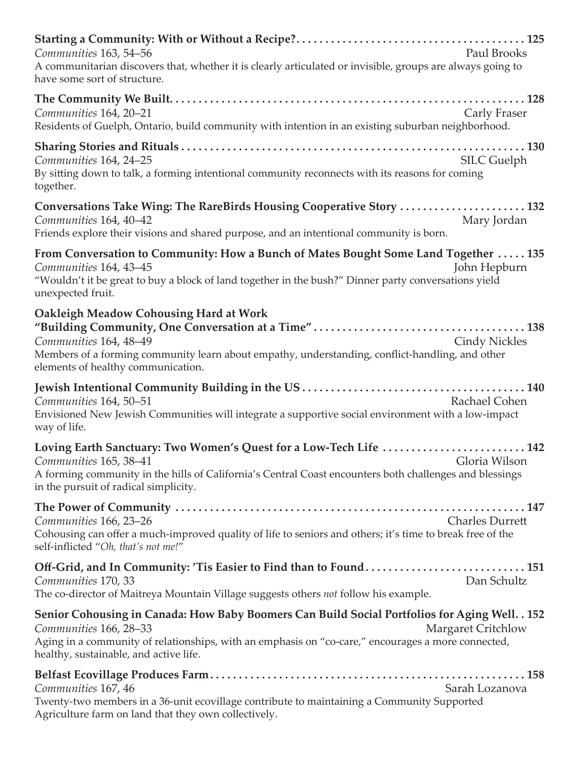**Starting a Community: With or Without a Recipe?** . . . . . . . . . . . . . . . . . . . . . . . . . . . . . . . . . . . . . . . . 125
*Communities* 163, 54–56 Paul Brooks
A communitarian discovers that, whether it is clearly articulated or invisible, groups are always going to have some sort of structure.

**The Community We Built** . . . . . . . . . . . . . . . . . . . . . . . . . . . . . . . . . . . . . . . . . . . . . . . . . . . . . . . . . . . . 128
*Communities* 164, 20–21 Carly Fraser
Residents of Guelph, Ontario, build community with intention in an existing suburban neighborhood.

**Sharing Stories and Rituals** . . . . . . . . . . . . . . . . . . . . . . . . . . . . . . . . . . . . . . . . . . . . . . . . . . . . . . . . . . . . 130
*Communities* 164, 24–25 SILC Guelph
By sitting down to talk, a forming intentional community reconnects with its reasons for coming together.

**Conversations Take Wing: The RareBirds Housing Cooperative Story** . . . . . . . . . . . . . . . . . . . . . . 132
*Communities* 164, 40–42 Mary Jordan
Friends explore their visions and shared purpose, and an intentional community is born.

**From Conversation to Community: How a Bunch of Mates Bought Some Land Together** . . . . . 135
*Communities* 164, 43–45 John Hepburn
"Wouldn't it be great to buy a block of land together in the bush?" Dinner party conversations yield unexpected fruit.

**Oakleigh Meadow Cohousing Hard at Work "Building Community, One Conversation at a Time"** . . . . . . . . . . . . . . . . . . . . . . . . . . . . . . . . . . . . 138
*Communities* 164, 48–49 Cindy Nickles
Members of a forming community learn about empathy, understanding, conflict-handling, and other elements of healthy communication.

**Jewish Intentional Community Building in the US** . . . . . . . . . . . . . . . . . . . . . . . . . . . . . . . . . . . . . . . 140
*Communities* 164, 50–51 Rachael Cohen
Envisioned New Jewish Communities will integrate a supportive social environment with a low-impact way of life.

**Loving Earth Sanctuary: Two Women's Quest for a Low-Tech Life** . . . . . . . . . . . . . . . . . . . . . . . . . 142
*Communities* 165, 38–41 Gloria Wilson
A forming community in the hills of California's Central Coast encounters both challenges and blessings in the pursuit of radical simplicity.

**The Power of Community** . . . . . . . . . . . . . . . . . . . . . . . . . . . . . . . . . . . . . . . . . . . . . . . . . . . . . . . . . . . . . 147
*Communities* 166, 23–26 Charles Durrett
Cohousing can offer a much-improved quality of life to seniors and others; it's time to break free of the self-inflicted "*Oh, that's not me!*"

**Off-Grid, and In Community: 'Tis Easier to Find than to Found** . . . . . . . . . . . . . . . . . . . . . . . . . . . . 151
*Communities* 170, 33 Dan Schultz
The co-director of Maitreya Mountain Village suggests others *not* follow his example.

**Senior Cohousing in Canada: How Baby Boomers Can Build Social Portfolios for Aging Well** . . 152
*Communities* 166, 28–33 Margaret Critchlow
Aging in a community of relationships, with an emphasis on "co-care," encourages a more connected, healthy, sustainable, and active life.

**Belfast Ecovillage Produces Farm** . . . . . . . . . . . . . . . . . . . . . . . . . . . . . . . . . . . . . . . . . . . . . . . . . . . . . . 158
*Communities* 167, 46 Sarah Lozanova
Twenty-two members in a 36-unit ecovillage contribute to maintaining a Community Supported Agriculture farm on land that they own collectively.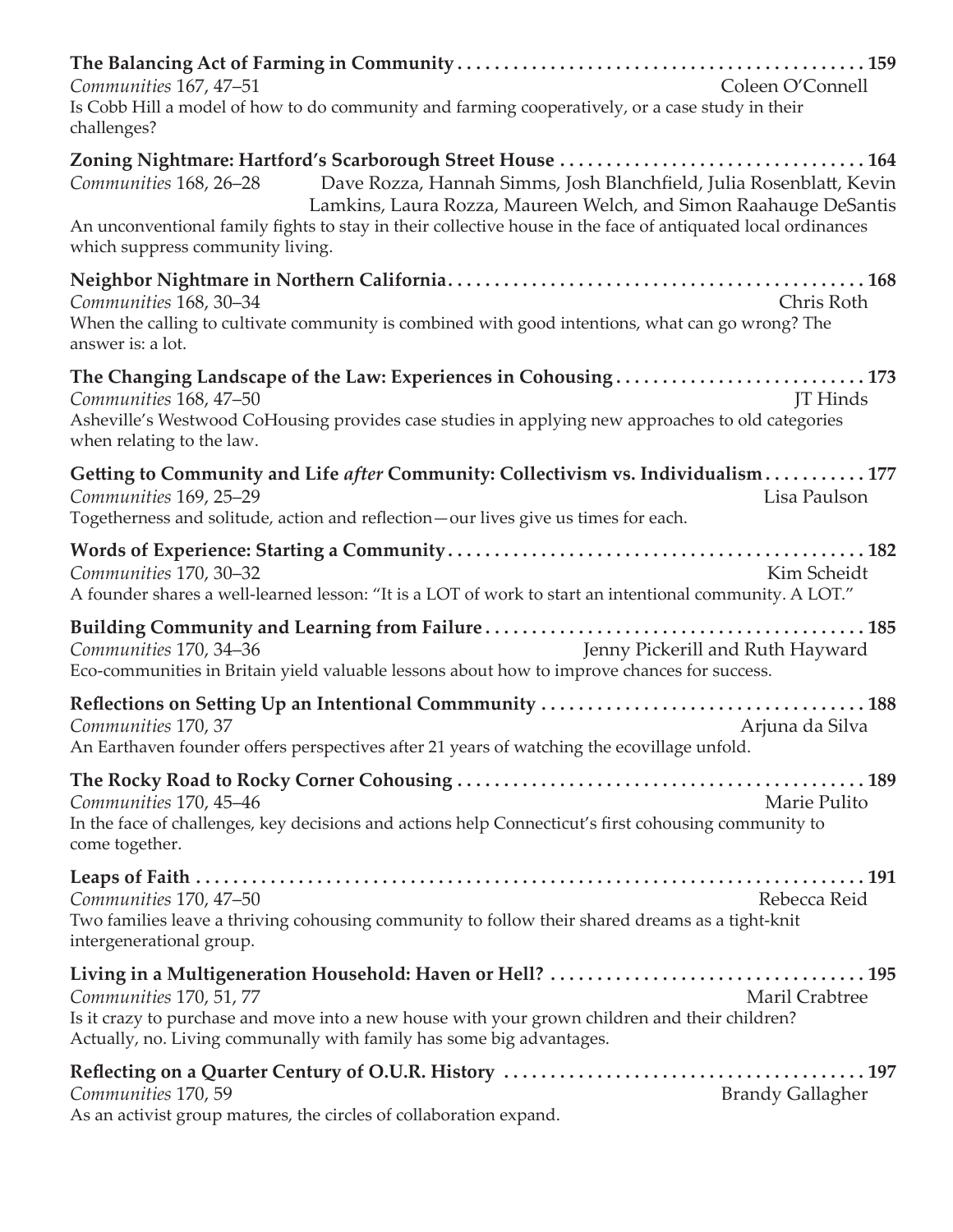**The Balancing Act of Farming in Community . . . . . . . . . . . . . . . . . . . . . . . . . . . . . . . . . . . . . . . . . . . . . 159**
*Communities* 167, 47–51 Coleen O'Connell
Is Cobb Hill a model of how to do community and farming cooperatively, or a case study in their challenges?

**Zoning Nightmare: Hartford's Scarborough Street House . . . . . . . . . . . . . . . . . . . . . . . . . . . . . . . . . 164**
*Communities* 168, 26–28 Dave Rozza, Hannah Simms, Josh Blanchfield, Julia Rosenblatt, Kevin Lamkins, Laura Rozza, Maureen Welch, and Simon Raahauge DeSantis
An unconventional family fights to stay in their collective house in the face of antiquated local ordinances which suppress community living.

**Neighbor Nightmare in Northern California. . . . . . . . . . . . . . . . . . . . . . . . . . . . . . . . . . . . . . . . . . . . . 168**
*Communities* 168, 30–34 Chris Roth
When the calling to cultivate community is combined with good intentions, what can go wrong? The answer is: a lot.

**The Changing Landscape of the Law: Experiences in Cohousing . . . . . . . . . . . . . . . . . . . . . . . . . . . 173**
*Communities* 168, 47–50 JT Hinds
Asheville's Westwood CoHousing provides case studies in applying new approaches to old categories when relating to the law.

**Getting to Community and Life *after* Community: Collectivism vs. Individualism . . . . . . . . . . . 177**
*Communities* 169, 25–29 Lisa Paulson
Togetherness and solitude, action and reflection—our lives give us times for each.

**Words of Experience: Starting a Community . . . . . . . . . . . . . . . . . . . . . . . . . . . . . . . . . . . . . . . . . . . . . 182**
*Communities* 170, 30–32 Kim Scheidt
A founder shares a well-learned lesson: "It is a LOT of work to start an intentional community. A LOT."

**Building Community and Learning from Failure . . . . . . . . . . . . . . . . . . . . . . . . . . . . . . . . . . . . . . . . . 185**
*Communities* 170, 34–36 Jenny Pickerill and Ruth Hayward
Eco-communities in Britain yield valuable lessons about how to improve chances for success.

**Reflections on Setting Up an Intentional Commmunity . . . . . . . . . . . . . . . . . . . . . . . . . . . . . . . . . . . 188**
*Communities* 170, 37 Arjuna da Silva
An Earthaven founder offers perspectives after 21 years of watching the ecovillage unfold.

**The Rocky Road to Rocky Corner Cohousing . . . . . . . . . . . . . . . . . . . . . . . . . . . . . . . . . . . . . . . . . . . . 189**
*Communities* 170, 45–46 Marie Pulito
In the face of challenges, key decisions and actions help Connecticut's first cohousing community to come together.

**Leaps of Faith . . . . . . . . . . . . . . . . . . . . . . . . . . . . . . . . . . . . . . . . . . . . . . . . . . . . . . . . . . . . . . . . . . . . . . 191**
*Communities* 170, 47–50 Rebecca Reid
Two families leave a thriving cohousing community to follow their shared dreams as a tight-knit intergenerational group.

**Living in a Multigeneration Household: Haven or Hell? . . . . . . . . . . . . . . . . . . . . . . . . . . . . . . . . . . 195**
*Communities* 170, 51, 77 Maril Crabtree
Is it crazy to purchase and move into a new house with your grown children and their children? Actually, no. Living communally with family has some big advantages.

**Reflecting on a Quarter Century of O.U.R. History . . . . . . . . . . . . . . . . . . . . . . . . . . . . . . . . . . . . . . 197**
*Communities* 170, 59 Brandy Gallagher
As an activist group matures, the circles of collaboration expand.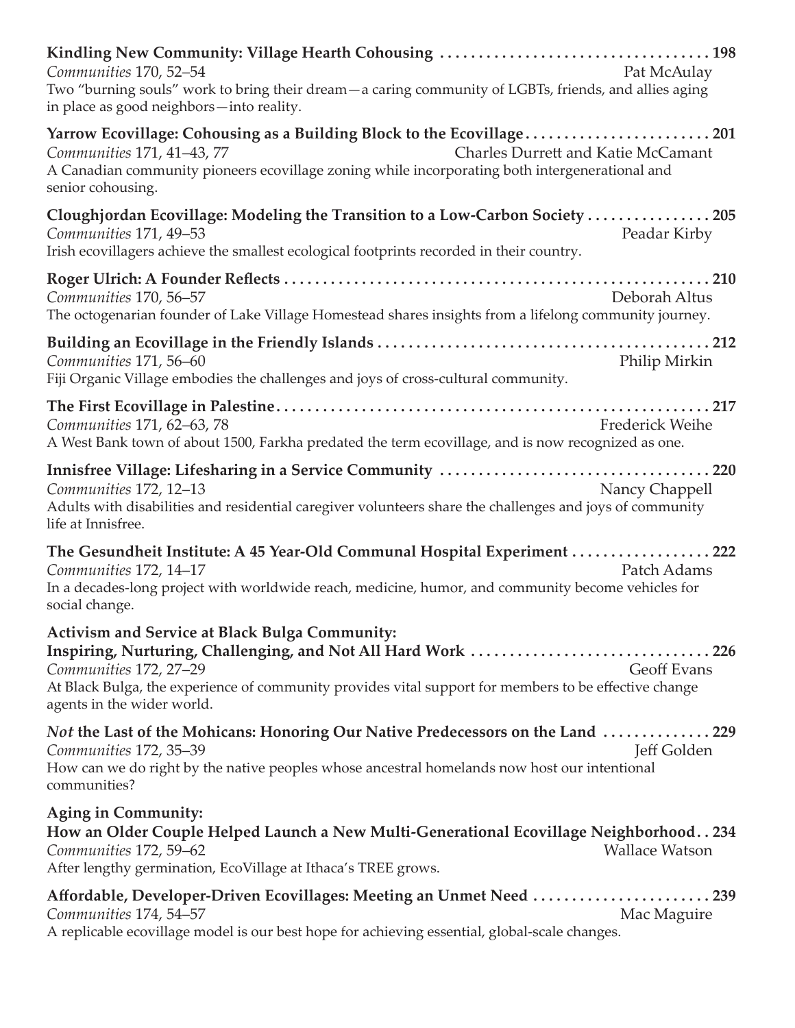**Kindling New Community: Village Hearth Cohousing ................................... 198**
*Communities* 170, 52–54 Pat McAulay
Two "burning souls" work to bring their dream—a caring community of LGBTs, friends, and allies aging in place as good neighbors—into reality.

**Yarrow Ecovillage: Cohousing as a Building Block to the Ecovillage ........................ 201**
*Communities* 171, 41–43, 77 Charles Durrett and Katie McCamant
A Canadian community pioneers ecovillage zoning while incorporating both intergenerational and senior cohousing.

**Cloughjordan Ecovillage: Modeling the Transition to a Low-Carbon Society ................ 205**
*Communities* 171, 49–53 Peadar Kirby
Irish ecovillagers achieve the smallest ecological footprints recorded in their country.

**Roger Ulrich: A Founder Reflects ........................................................ 210**
*Communities* 170, 56–57 Deborah Altus
The octogenarian founder of Lake Village Homestead shares insights from a lifelong community journey.

**Building an Ecovillage in the Friendly Islands ............................................ 212**
*Communities* 171, 56–60 Philip Mirkin
Fiji Organic Village embodies the challenges and joys of cross-cultural community.

**The First Ecovillage in Palestine ......................................................... 217**
*Communities* 171, 62–63, 78 Frederick Weihe
A West Bank town of about 1500, Farkha predated the term ecovillage, and is now recognized as one.

**Innisfree Village: Lifesharing in a Service Community .................................. 220**
*Communities* 172, 12–13 Nancy Chappell
Adults with disabilities and residential caregiver volunteers share the challenges and joys of community life at Innisfree.

**The Gesundheit Institute: A 45 Year-Old Communal Hospital Experiment .................. 222**
*Communities* 172, 14–17 Patch Adams
In a decades-long project with worldwide reach, medicine, humor, and community become vehicles for social change.

**Activism and Service at Black Bulga Community:**
**Inspiring, Nurturing, Challenging, and Not All Hard Work ............................... 226**
*Communities* 172, 27–29 Geoff Evans
At Black Bulga, the experience of community provides vital support for members to be effective change agents in the wider world.

***Not* the Last of the Mohicans: Honoring Our Native Predecessors on the Land ............. 229**
*Communities* 172, 35–39 Jeff Golden
How can we do right by the native peoples whose ancestral homelands now host our intentional communities?

**Aging in Community:**
**How an Older Couple Helped Launch a New Multi-Generational Ecovillage Neighborhood . . 234**
*Communities* 172, 59–62 Wallace Watson
After lengthy germination, EcoVillage at Ithaca's TREE grows.

**Affordable, Developer-Driven Ecovillages: Meeting an Unmet Need ....................... 239**
*Communities* 174, 54–57 Mac Maguire
A replicable ecovillage model is our best hope for achieving essential, global-scale changes.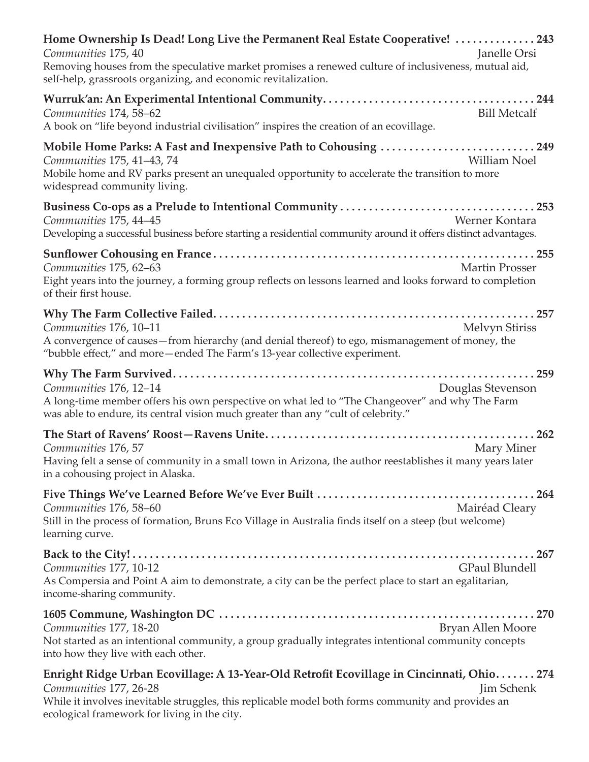**Home Ownership Is Dead! Long Live the Permanent Real Estate Cooperative! . . . . . . . . . . . . . . 243**
*Communities* 175, 40 Janelle Orsi
Removing houses from the speculative market promises a renewed culture of inclusiveness, mutual aid, self-help, grassroots organizing, and economic revitalization.

**Wurruk'an: An Experimental Intentional Community. . . . . . . . . . . . . . . . . . . . . . . . . . . . . . . . . . . . . 244**
*Communities* 174, 58–62 Bill Metcalf
A book on "life beyond industrial civilisation" inspires the creation of an ecovillage.

**Mobile Home Parks: A Fast and Inexpensive Path to Cohousing . . . . . . . . . . . . . . . . . . . . . . . . . . . 249**
*Communities* 175, 41–43, 74 William Noel
Mobile home and RV parks present an unequaled opportunity to accelerate the transition to more widespread community living.

**Business Co-ops as a Prelude to Intentional Community . . . . . . . . . . . . . . . . . . . . . . . . . . . . . . . . . . 253**
*Communities* 175, 44–45 Werner Kontara
Developing a successful business before starting a residential community around it offers distinct advantages.

**Sunflower Cohousing en France . . . . . . . . . . . . . . . . . . . . . . . . . . . . . . . . . . . . . . . . . . . . . . . . . . . . . . . 255**
*Communities* 175, 62–63 Martin Prosser
Eight years into the journey, a forming group reflects on lessons learned and looks forward to completion of their first house.

**Why The Farm Collective Failed. . . . . . . . . . . . . . . . . . . . . . . . . . . . . . . . . . . . . . . . . . . . . . . . . . . . . . . 257**
*Communities* 176, 10–11 Melvyn Stiriss
A convergence of causes—from hierarchy (and denial thereof) to ego, mismanagement of money, the "bubble effect," and more—ended The Farm's 13-year collective experiment.

**Why The Farm Survived. . . . . . . . . . . . . . . . . . . . . . . . . . . . . . . . . . . . . . . . . . . . . . . . . . . . . . . . . . . . . . . 259**
*Communities* 176, 12–14 Douglas Stevenson
A long-time member offers his own perspective on what led to "The Changeover" and why The Farm was able to endure, its central vision much greater than any "cult of celebrity."

**The Start of Ravens' Roost—Ravens Unite. . . . . . . . . . . . . . . . . . . . . . . . . . . . . . . . . . . . . . . . . . . . . . 262**
*Communities* 176, 57 Mary Miner
Having felt a sense of community in a small town in Arizona, the author reestablishes it many years later in a cohousing project in Alaska.

**Five Things We've Learned Before We've Ever Built . . . . . . . . . . . . . . . . . . . . . . . . . . . . . . . . . . . . . . 264**
*Communities* 176, 58–60 Mairéad Cleary
Still in the process of formation, Bruns Eco Village in Australia finds itself on a steep (but welcome) learning curve.

**Back to the City! . . . . . . . . . . . . . . . . . . . . . . . . . . . . . . . . . . . . . . . . . . . . . . . . . . . . . . . . . . . . . . . . . . . 267**
*Communities* 177, 10-12 GPaul Blundell
As Compersia and Point A aim to demonstrate, a city can be the perfect place to start an egalitarian, income-sharing community.

**1605 Commune, Washington DC . . . . . . . . . . . . . . . . . . . . . . . . . . . . . . . . . . . . . . . . . . . . . . . . . . . . . . . 270**
*Communities* 177, 18-20 Bryan Allen Moore
Not started as an intentional community, a group gradually integrates intentional community concepts into how they live with each other.

**Enright Ridge Urban Ecovillage: A 13-Year-Old Retrofit Ecovillage in Cincinnati, Ohio. . . . . . . 274**
*Communities* 177, 26-28 Jim Schenk
While it involves inevitable struggles, this replicable model both forms community and provides an ecological framework for living in the city.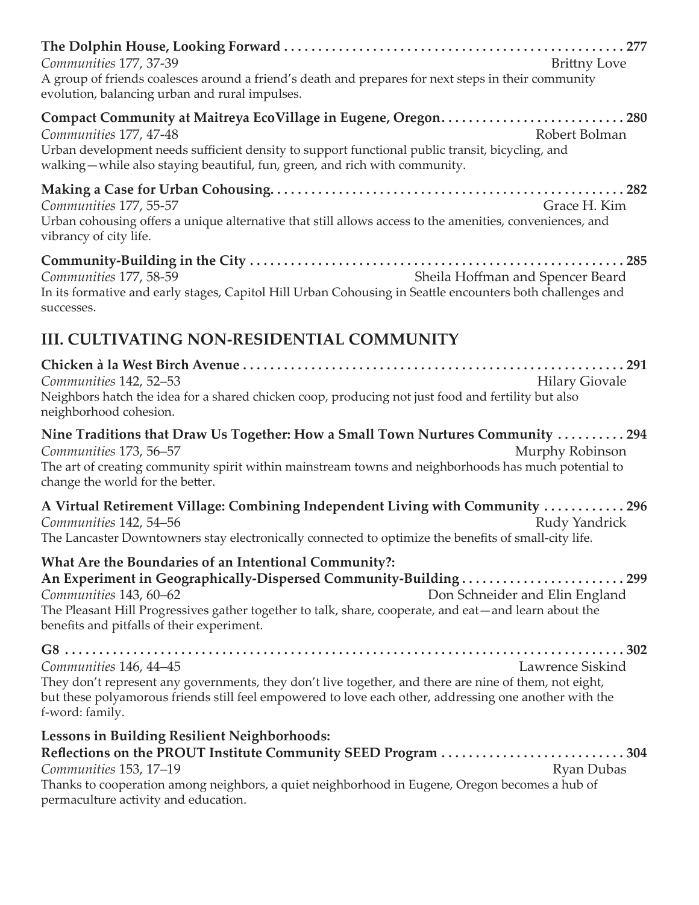**The Dolphin House, Looking Forward . . . . . . . . . . . . . . . . . . . . . . . . . . . . . . . . . . . . . . . . . . . . . . . . . . 277**
*Communities* 177, 37-39 Brittny Love
A group of friends coalesces around a friend's death and prepares for next steps in their community evolution, balancing urban and rural impulses.

**Compact Community at Maitreya EcoVillage in Eugene, Oregon. . . . . . . . . . . . . . . . . . . . . . . . . . . 280**
*Communities* 177, 47-48 Robert Bolman
Urban development needs sufficient density to support functional public transit, bicycling, and walking—while also staying beautiful, fun, green, and rich with community.

**Making a Case for Urban Cohousing. . . . . . . . . . . . . . . . . . . . . . . . . . . . . . . . . . . . . . . . . . . . . . . . . . . . 282**
*Communities* 177, 55-57 Grace H. Kim
Urban cohousing offers a unique alternative that still allows access to the amenities, conveniences, and vibrancy of city life.

**Community-Building in the City . . . . . . . . . . . . . . . . . . . . . . . . . . . . . . . . . . . . . . . . . . . . . . . . . . . . . . . 285**
*Communities* 177, 58-59 Sheila Hoffman and Spencer Beard
In its formative and early stages, Capitol Hill Urban Cohousing in Seattle encounters both challenges and successes.

## III. CULTIVATING NON-RESIDENTIAL COMMUNITY

**Chicken à la West Birch Avenue . . . . . . . . . . . . . . . . . . . . . . . . . . . . . . . . . . . . . . . . . . . . . . . . . . . . . . . 291**
*Communities* 142, 52–53 Hilary Giovale
Neighbors hatch the idea for a shared chicken coop, producing not just food and fertility but also neighborhood cohesion.

**Nine Traditions that Draw Us Together: How a Small Town Nurtures Community . . . . . . . . . . 294**
*Communities* 173, 56–57 Murphy Robinson
The art of creating community spirit within mainstream towns and neighborhoods has much potential to change the world for the better.

**A Virtual Retirement Village: Combining Independent Living with Community . . . . . . . . . . . . 296**
*Communities* 142, 54–56 Rudy Yandrick
The Lancaster Downtowners stay electronically connected to optimize the benefits of small-city life.

**What Are the Boundaries of an Intentional Community?:**
**An Experiment in Geographically-Dispersed Community-Building . . . . . . . . . . . . . . . . . . . . . . . . 299**
*Communities* 143, 60–62 Don Schneider and Elin England
The Pleasant Hill Progressives gather together to talk, share, cooperate, and eat—and learn about the benefits and pitfalls of their experiment.

**G8 . . . . . . . . . . . . . . . . . . . . . . . . . . . . . . . . . . . . . . . . . . . . . . . . . . . . . . . . . . . . . . . . . . . . . . . . . . . . . 302**
*Communities* 146, 44–45 Lawrence Siskind
They don't represent any governments, they don't live together, and there are nine of them, not eight, but these polyamorous friends still feel empowered to love each other, addressing one another with the f-word: family.

**Lessons in Building Resilient Neighborhoods:**
**Reflections on the PROUT Institute Community SEED Program . . . . . . . . . . . . . . . . . . . . . . . . . . . 304**
*Communities* 153, 17–19 Ryan Dubas
Thanks to cooperation among neighbors, a quiet neighborhood in Eugene, Oregon becomes a hub of permaculture activity and education.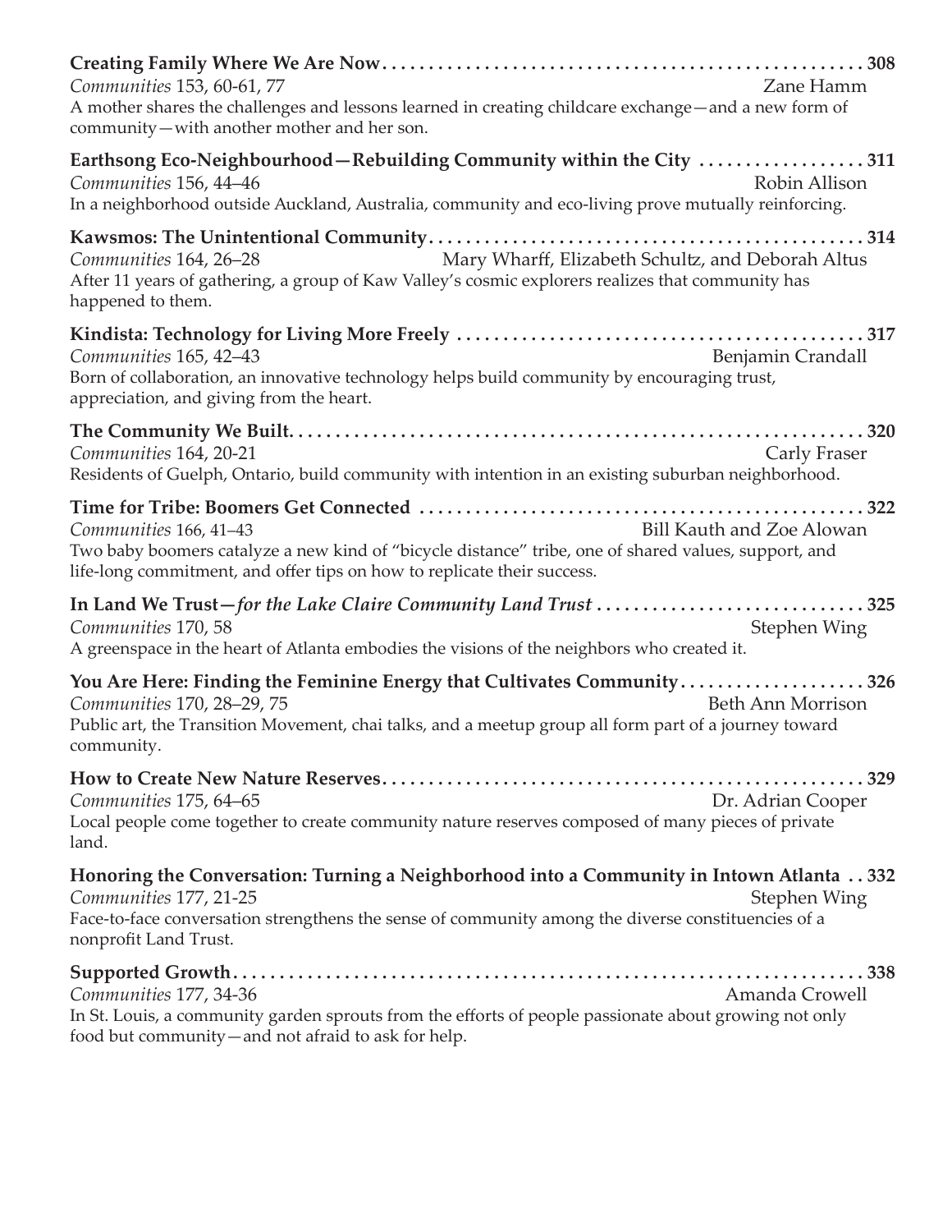**Creating Family Where We Are Now** . . . . . . . . . . . . . . . . . . . . . . . . . . . . . . . . . . . . . . . . . . . . . . . . . . . . 308
*Communities* 153, 60-61, 77 Zane Hamm
A mother shares the challenges and lessons learned in creating childcare exchange—and a new form of community—with another mother and her son.

**Earthsong Eco-Neighbourhood—Rebuilding Community within the City** . . . . . . . . . . . . . . . . . . 311
*Communities* 156, 44–46 Robin Allison
In a neighborhood outside Auckland, Australia, community and eco-living prove mutually reinforcing.

**Kawsmos: The Unintentional Community** . . . . . . . . . . . . . . . . . . . . . . . . . . . . . . . . . . . . . . . . . . . . . . . . 314
*Communities* 164, 26–28 Mary Wharff, Elizabeth Schultz, and Deborah Altus
After 11 years of gathering, a group of Kaw Valley's cosmic explorers realizes that community has happened to them.

**Kindista: Technology for Living More Freely** . . . . . . . . . . . . . . . . . . . . . . . . . . . . . . . . . . . . . . . . . . . . 317
*Communities* 165, 42–43 Benjamin Crandall
Born of collaboration, an innovative technology helps build community by encouraging trust, appreciation, and giving from the heart.

**The Community We Built** . . . . . . . . . . . . . . . . . . . . . . . . . . . . . . . . . . . . . . . . . . . . . . . . . . . . . . . . . . . . . 320
*Communities* 164, 20-21 Carly Fraser
Residents of Guelph, Ontario, build community with intention in an existing suburban neighborhood.

**Time for Tribe: Boomers Get Connected** . . . . . . . . . . . . . . . . . . . . . . . . . . . . . . . . . . . . . . . . . . . . . . . . 322
*Communities* 166, 41–43 Bill Kauth and Zoe Alowan
Two baby boomers catalyze a new kind of "bicycle distance" tribe, one of shared values, support, and life-long commitment, and offer tips on how to replicate their success.

**In Land We Trust—*for the Lake Claire Community Land Trust*** . . . . . . . . . . . . . . . . . . . . . . . . . . . . . 325
*Communities* 170, 58 Stephen Wing
A greenspace in the heart of Atlanta embodies the visions of the neighbors who created it.

**You Are Here: Finding the Feminine Energy that Cultivates Community** . . . . . . . . . . . . . . . . . . . . 326
*Communities* 170, 28–29, 75 Beth Ann Morrison
Public art, the Transition Movement, chai talks, and a meetup group all form part of a journey toward community.

**How to Create New Nature Reserves** . . . . . . . . . . . . . . . . . . . . . . . . . . . . . . . . . . . . . . . . . . . . . . . . . . . . 329
*Communities* 175, 64–65 Dr. Adrian Cooper
Local people come together to create community nature reserves composed of many pieces of private land.

**Honoring the Conversation: Turning a Neighborhood into a Community in Intown Atlanta** . . 332
*Communities* 177, 21-25 Stephen Wing
Face-to-face conversation strengthens the sense of community among the diverse constituencies of a nonprofit Land Trust.

**Supported Growth** . . . . . . . . . . . . . . . . . . . . . . . . . . . . . . . . . . . . . . . . . . . . . . . . . . . . . . . . . . . . . . . . . . 338
*Communities* 177, 34-36 Amanda Crowell
In St. Louis, a community garden sprouts from the efforts of people passionate about growing not only food but community—and not afraid to ask for help.